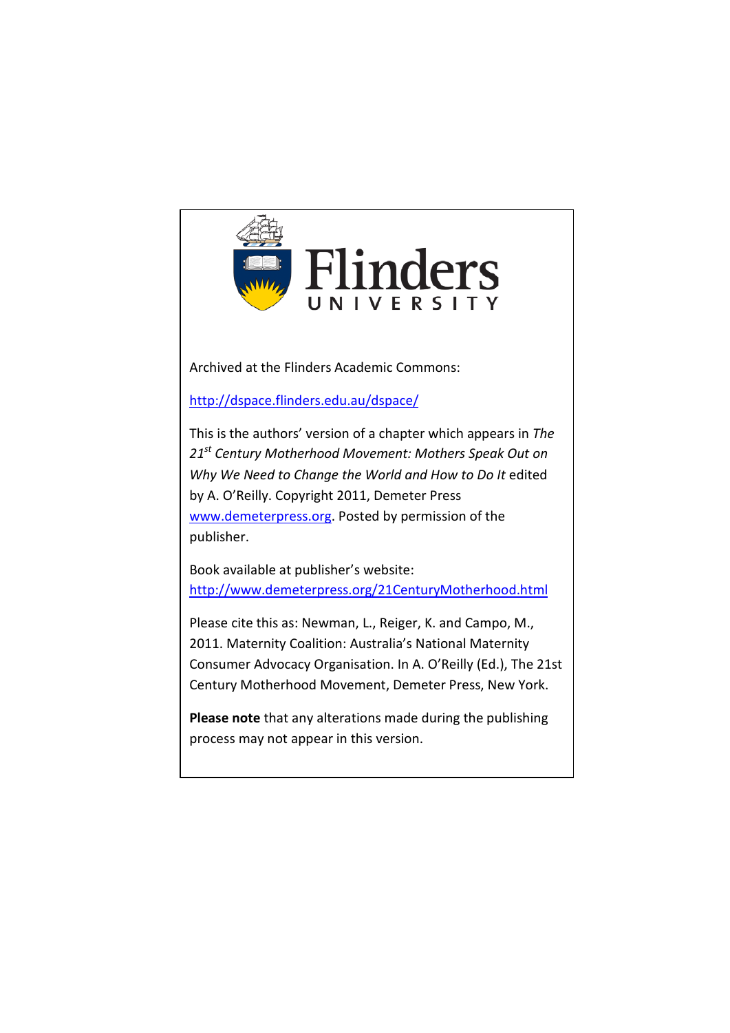Flinders
UNIVERSITY

Archived at the Flinders Academic Commons:

http://dspace.flinders.edu.au/dspace/

This is the authors' version of a chapter which appears in *The 21st Century Motherhood Movement: Mothers Speak Out on Why We Need to Change the World and How to Do It* edited by A. O'Reilly. Copyright 2011, Demeter Press www.demeterpress.org. Posted by permission of the publisher.

Book available at publisher's website:
http://www.demeterpress.org/21CenturyMotherhood.html

Please cite this as: Newman, L., Reiger, K. and Campo, M., 2011. Maternity Coalition: Australia's National Maternity Consumer Advocacy Organisation. In A. O'Reilly (Ed.), The 21st Century Motherhood Movement, Demeter Press, New York.

**Please note** that any alterations made during the publishing process may not appear in this version.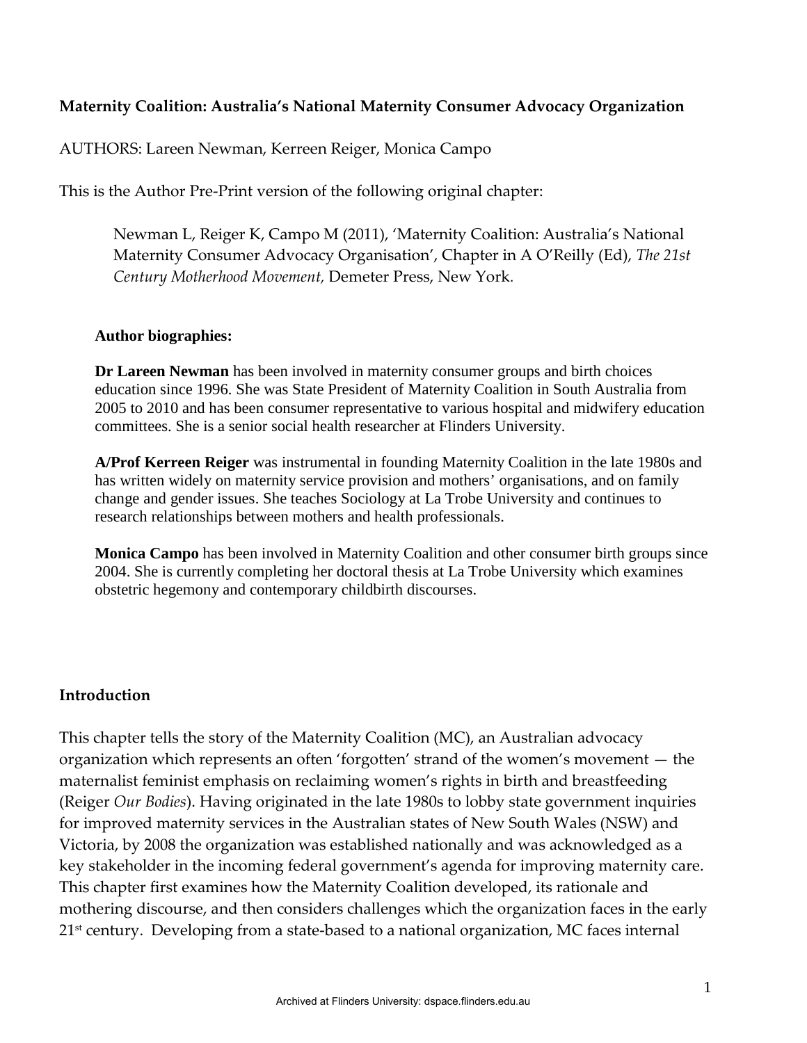**Maternity Coalition: Australia's National Maternity Consumer Advocacy Organization**

AUTHORS: Lareen Newman, Kerreen Reiger, Monica Campo

This is the Author Pre-Print version of the following original chapter:

> Newman L, Reiger K, Campo M (2011), 'Maternity Coalition: Australia's National Maternity Consumer Advocacy Organisation', Chapter in A O'Reilly (Ed), *The 21st Century Motherhood Movement,* Demeter Press, New York.

**Author biographies:**

**Dr Lareen Newman** has been involved in maternity consumer groups and birth choices education since 1996. She was State President of Maternity Coalition in South Australia from 2005 to 2010 and has been consumer representative to various hospital and midwifery education committees. She is a senior social health researcher at Flinders University.

**A/Prof Kerreen Reiger** was instrumental in founding Maternity Coalition in the late 1980s and has written widely on maternity service provision and mothers' organisations, and on family change and gender issues. She teaches Sociology at La Trobe University and continues to research relationships between mothers and health professionals.

**Monica Campo** has been involved in Maternity Coalition and other consumer birth groups since 2004. She is currently completing her doctoral thesis at La Trobe University which examines obstetric hegemony and contemporary childbirth discourses.

## Introduction

This chapter tells the story of the Maternity Coalition (MC), an Australian advocacy organization which represents an often 'forgotten' strand of the women's movement — the maternalist feminist emphasis on reclaiming women's rights in birth and breastfeeding (Reiger *Our Bodies*). Having originated in the late 1980s to lobby state government inquiries for improved maternity services in the Australian states of New South Wales (NSW) and Victoria, by 2008 the organization was established nationally and was acknowledged as a key stakeholder in the incoming federal government's agenda for improving maternity care. This chapter first examines how the Maternity Coalition developed, its rationale and mothering discourse, and then considers challenges which the organization faces in the early 21st century. Developing from a state-based to a national organization, MC faces internal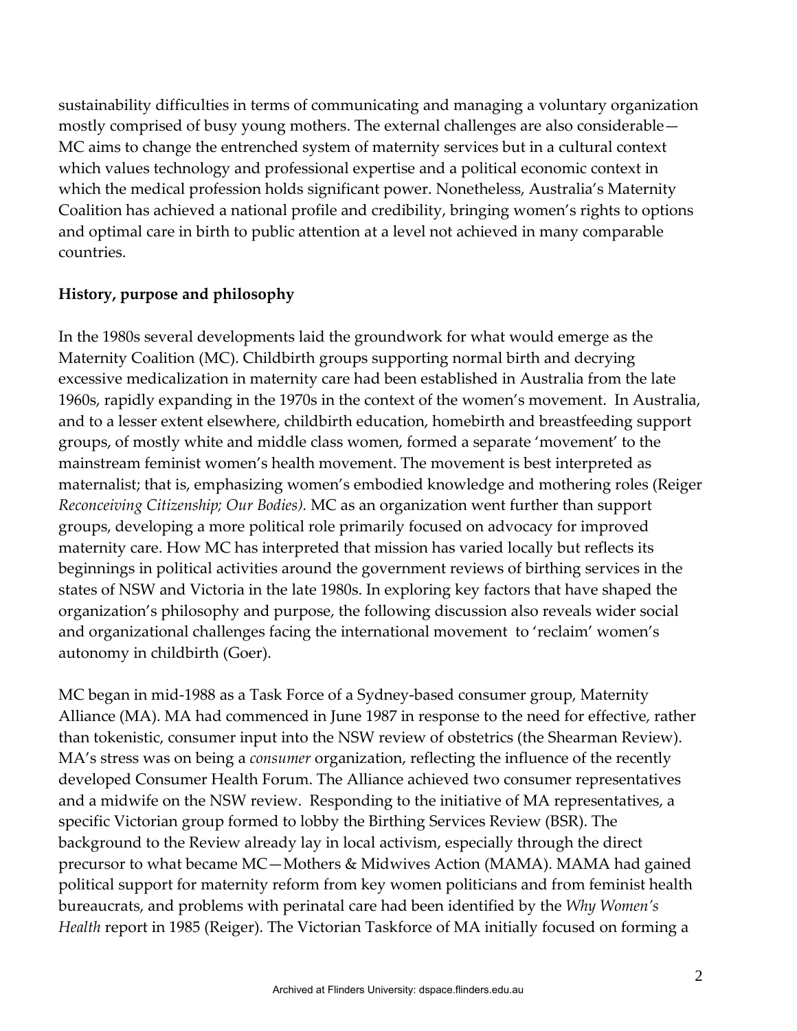sustainability difficulties in terms of communicating and managing a voluntary organization mostly comprised of busy young mothers. The external challenges are also considerable—MC aims to change the entrenched system of maternity services but in a cultural context which values technology and professional expertise and a political economic context in which the medical profession holds significant power. Nonetheless, Australia's Maternity Coalition has achieved a national profile and credibility, bringing women's rights to options and optimal care in birth to public attention at a level not achieved in many comparable countries.

## History, purpose and philosophy

In the 1980s several developments laid the groundwork for what would emerge as the Maternity Coalition (MC). Childbirth groups supporting normal birth and decrying excessive medicalization in maternity care had been established in Australia from the late 1960s, rapidly expanding in the 1970s in the context of the women's movement. In Australia, and to a lesser extent elsewhere, childbirth education, homebirth and breastfeeding support groups, of mostly white and middle class women, formed a separate 'movement' to the mainstream feminist women's health movement. The movement is best interpreted as maternalist; that is, emphasizing women's embodied knowledge and mothering roles (Reiger *Reconceiving Citizenship; Our Bodies).* MC as an organization went further than support groups, developing a more political role primarily focused on advocacy for improved maternity care. How MC has interpreted that mission has varied locally but reflects its beginnings in political activities around the government reviews of birthing services in the states of NSW and Victoria in the late 1980s. In exploring key factors that have shaped the organization's philosophy and purpose, the following discussion also reveals wider social and organizational challenges facing the international movement to 'reclaim' women's autonomy in childbirth (Goer).

MC began in mid-1988 as a Task Force of a Sydney-based consumer group, Maternity Alliance (MA). MA had commenced in June 1987 in response to the need for effective, rather than tokenistic, consumer input into the NSW review of obstetrics (the Shearman Review). MA's stress was on being a *consumer* organization, reflecting the influence of the recently developed Consumer Health Forum. The Alliance achieved two consumer representatives and a midwife on the NSW review. Responding to the initiative of MA representatives, a specific Victorian group formed to lobby the Birthing Services Review (BSR). The background to the Review already lay in local activism, especially through the direct precursor to what became MC—Mothers & Midwives Action (MAMA). MAMA had gained political support for maternity reform from key women politicians and from feminist health bureaucrats, and problems with perinatal care had been identified by the *Why Women's Health* report in 1985 (Reiger). The Victorian Taskforce of MA initially focused on forming a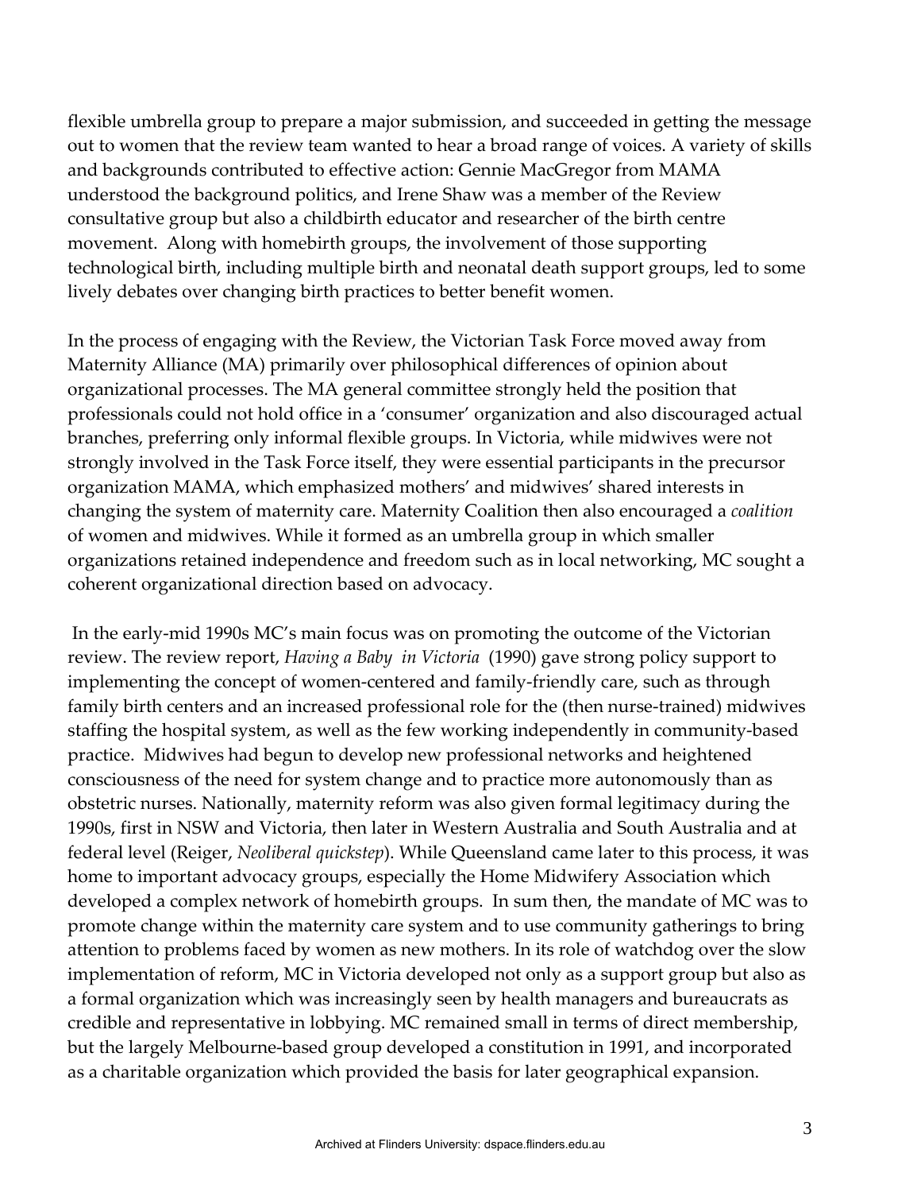flexible umbrella group to prepare a major submission, and succeeded in getting the message out to women that the review team wanted to hear a broad range of voices. A variety of skills and backgrounds contributed to effective action: Gennie MacGregor from MAMA understood the background politics, and Irene Shaw was a member of the Review consultative group but also a childbirth educator and researcher of the birth centre movement. Along with homebirth groups, the involvement of those supporting technological birth, including multiple birth and neonatal death support groups, led to some lively debates over changing birth practices to better benefit women.

In the process of engaging with the Review, the Victorian Task Force moved away from Maternity Alliance (MA) primarily over philosophical differences of opinion about organizational processes. The MA general committee strongly held the position that professionals could not hold office in a 'consumer' organization and also discouraged actual branches, preferring only informal flexible groups. In Victoria, while midwives were not strongly involved in the Task Force itself, they were essential participants in the precursor organization MAMA, which emphasized mothers' and midwives' shared interests in changing the system of maternity care. Maternity Coalition then also encouraged a *coalition* of women and midwives. While it formed as an umbrella group in which smaller organizations retained independence and freedom such as in local networking, MC sought a coherent organizational direction based on advocacy.

In the early-mid 1990s MC's main focus was on promoting the outcome of the Victorian review. The review report, *Having a Baby in Victoria* (1990) gave strong policy support to implementing the concept of women-centered and family-friendly care, such as through family birth centers and an increased professional role for the (then nurse-trained) midwives staffing the hospital system, as well as the few working independently in community-based practice. Midwives had begun to develop new professional networks and heightened consciousness of the need for system change and to practice more autonomously than as obstetric nurses. Nationally, maternity reform was also given formal legitimacy during the 1990s, first in NSW and Victoria, then later in Western Australia and South Australia and at federal level (Reiger, *Neoliberal quickstep*). While Queensland came later to this process, it was home to important advocacy groups, especially the Home Midwifery Association which developed a complex network of homebirth groups. In sum then, the mandate of MC was to promote change within the maternity care system and to use community gatherings to bring attention to problems faced by women as new mothers. In its role of watchdog over the slow implementation of reform, MC in Victoria developed not only as a support group but also as a formal organization which was increasingly seen by health managers and bureaucrats as credible and representative in lobbying. MC remained small in terms of direct membership, but the largely Melbourne-based group developed a constitution in 1991, and incorporated as a charitable organization which provided the basis for later geographical expansion.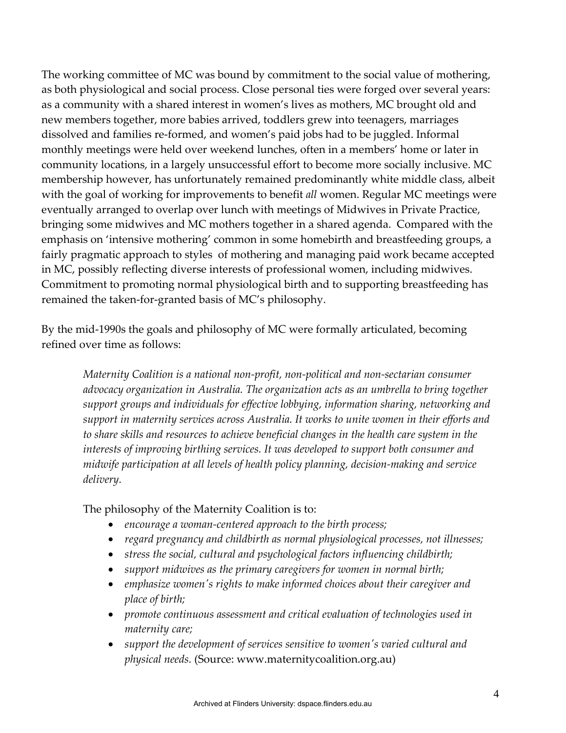The working committee of MC was bound by commitment to the social value of mothering, as both physiological and social process. Close personal ties were forged over several years: as a community with a shared interest in women's lives as mothers, MC brought old and new members together, more babies arrived, toddlers grew into teenagers, marriages dissolved and families re-formed, and women's paid jobs had to be juggled. Informal monthly meetings were held over weekend lunches, often in a members' home or later in community locations, in a largely unsuccessful effort to become more socially inclusive. MC membership however, has unfortunately remained predominantly white middle class, albeit with the goal of working for improvements to benefit *all* women. Regular MC meetings were eventually arranged to overlap over lunch with meetings of Midwives in Private Practice, bringing some midwives and MC mothers together in a shared agenda. Compared with the emphasis on 'intensive mothering' common in some homebirth and breastfeeding groups, a fairly pragmatic approach to styles of mothering and managing paid work became accepted in MC, possibly reflecting diverse interests of professional women, including midwives. Commitment to promoting normal physiological birth and to supporting breastfeeding has remained the taken-for-granted basis of MC's philosophy.

By the mid-1990s the goals and philosophy of MC were formally articulated, becoming refined over time as follows:

> *Maternity Coalition is a national non-profit, non-political and non-sectarian consumer advocacy organization in Australia. The organization acts as an umbrella to bring together support groups and individuals for effective lobbying, information sharing, networking and support in maternity services across Australia. It works to unite women in their efforts and to share skills and resources to achieve beneficial changes in the health care system in the interests of improving birthing services. It was developed to support both consumer and midwife participation at all levels of health policy planning, decision-making and service delivery.*
>
> The philosophy of the Maternity Coalition is to:
>
> - *encourage a woman-centered approach to the birth process;*
> - *regard pregnancy and childbirth as normal physiological processes, not illnesses;*
> - *stress the social, cultural and psychological factors influencing childbirth;*
> - *support midwives as the primary caregivers for women in normal birth;*
> - *emphasize women's rights to make informed choices about their caregiver and place of birth;*
> - *promote continuous assessment and critical evaluation of technologies used in maternity care;*
> - *support the development of services sensitive to women's varied cultural and physical needs.* (Source: www.maternitycoalition.org.au)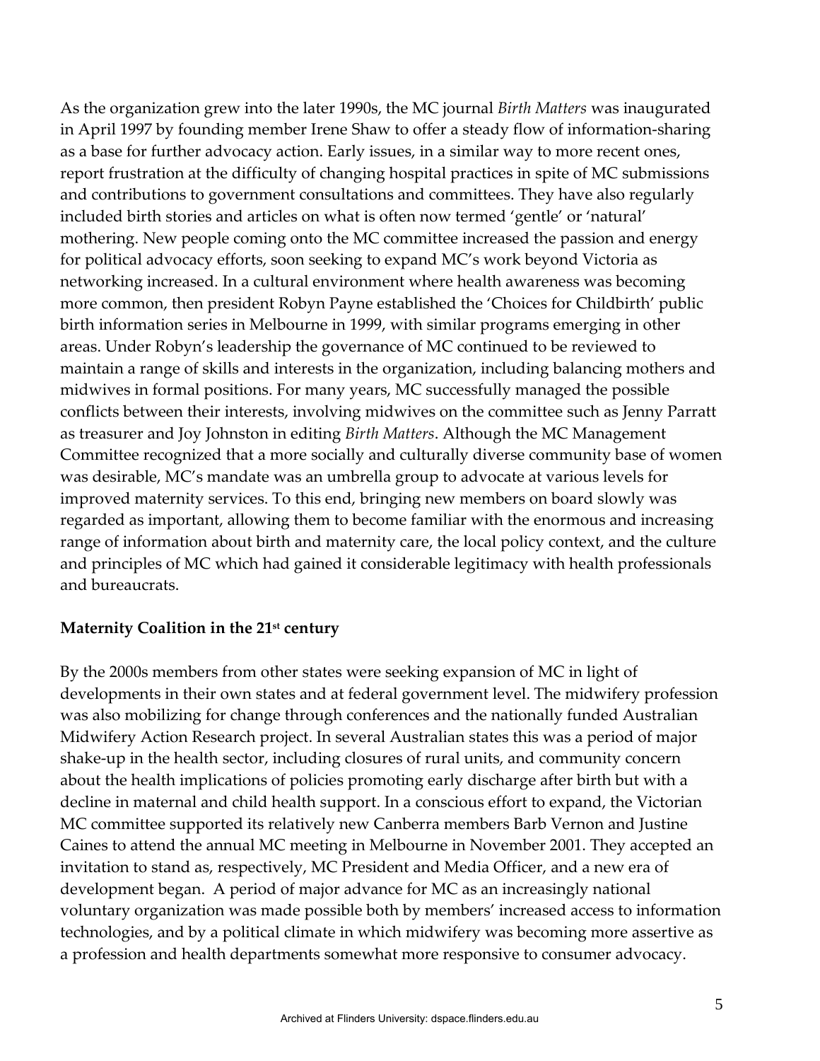As the organization grew into the later 1990s, the MC journal *Birth Matters* was inaugurated in April 1997 by founding member Irene Shaw to offer a steady flow of information-sharing as a base for further advocacy action. Early issues, in a similar way to more recent ones, report frustration at the difficulty of changing hospital practices in spite of MC submissions and contributions to government consultations and committees. They have also regularly included birth stories and articles on what is often now termed 'gentle' or 'natural' mothering. New people coming onto the MC committee increased the passion and energy for political advocacy efforts, soon seeking to expand MC's work beyond Victoria as networking increased. In a cultural environment where health awareness was becoming more common, then president Robyn Payne established the 'Choices for Childbirth' public birth information series in Melbourne in 1999, with similar programs emerging in other areas. Under Robyn's leadership the governance of MC continued to be reviewed to maintain a range of skills and interests in the organization, including balancing mothers and midwives in formal positions. For many years, MC successfully managed the possible conflicts between their interests, involving midwives on the committee such as Jenny Parratt as treasurer and Joy Johnston in editing *Birth Matters*. Although the MC Management Committee recognized that a more socially and culturally diverse community base of women was desirable, MC's mandate was an umbrella group to advocate at various levels for improved maternity services. To this end, bringing new members on board slowly was regarded as important, allowing them to become familiar with the enormous and increasing range of information about birth and maternity care, the local policy context, and the culture and principles of MC which had gained it considerable legitimacy with health professionals and bureaucrats.

**Maternity Coalition in the 21st century**

By the 2000s members from other states were seeking expansion of MC in light of developments in their own states and at federal government level. The midwifery profession was also mobilizing for change through conferences and the nationally funded Australian Midwifery Action Research project. In several Australian states this was a period of major shake-up in the health sector, including closures of rural units, and community concern about the health implications of policies promoting early discharge after birth but with a decline in maternal and child health support. In a conscious effort to expand, the Victorian MC committee supported its relatively new Canberra members Barb Vernon and Justine Caines to attend the annual MC meeting in Melbourne in November 2001. They accepted an invitation to stand as, respectively, MC President and Media Officer, and a new era of development began. A period of major advance for MC as an increasingly national voluntary organization was made possible both by members' increased access to information technologies, and by a political climate in which midwifery was becoming more assertive as a profession and health departments somewhat more responsive to consumer advocacy.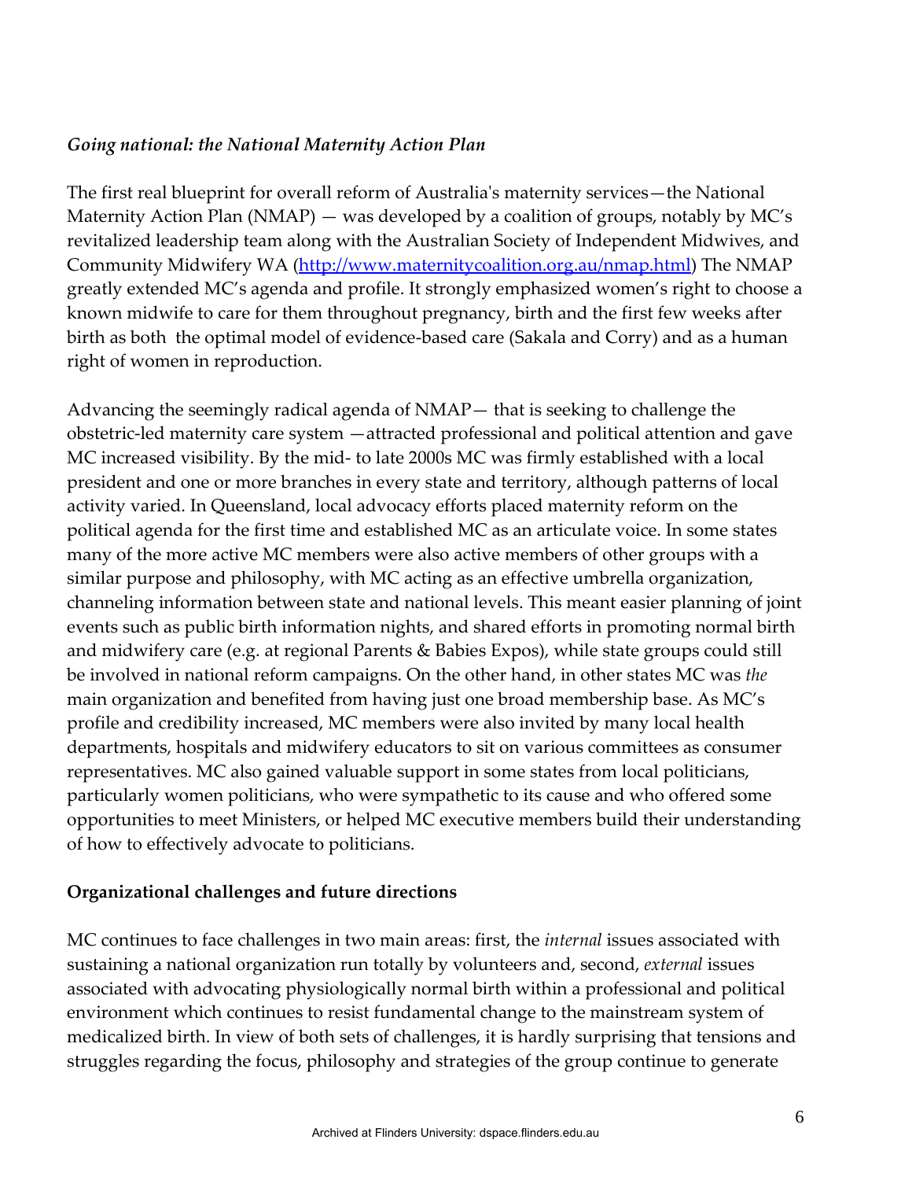*Going national: the National Maternity Action Plan*

The first real blueprint for overall reform of Australia's maternity services—the National Maternity Action Plan (NMAP) — was developed by a coalition of groups, notably by MC's revitalized leadership team along with the Australian Society of Independent Midwives, and Community Midwifery WA (http://www.maternitycoalition.org.au/nmap.html) The NMAP greatly extended MC's agenda and profile. It strongly emphasized women's right to choose a known midwife to care for them throughout pregnancy, birth and the first few weeks after birth as both the optimal model of evidence-based care (Sakala and Corry) and as a human right of women in reproduction.

Advancing the seemingly radical agenda of NMAP— that is seeking to challenge the obstetric-led maternity care system —attracted professional and political attention and gave MC increased visibility. By the mid- to late 2000s MC was firmly established with a local president and one or more branches in every state and territory, although patterns of local activity varied. In Queensland, local advocacy efforts placed maternity reform on the political agenda for the first time and established MC as an articulate voice. In some states many of the more active MC members were also active members of other groups with a similar purpose and philosophy, with MC acting as an effective umbrella organization, channeling information between state and national levels. This meant easier planning of joint events such as public birth information nights, and shared efforts in promoting normal birth and midwifery care (e.g. at regional Parents & Babies Expos), while state groups could still be involved in national reform campaigns. On the other hand, in other states MC was *the* main organization and benefited from having just one broad membership base. As MC's profile and credibility increased, MC members were also invited by many local health departments, hospitals and midwifery educators to sit on various committees as consumer representatives. MC also gained valuable support in some states from local politicians, particularly women politicians, who were sympathetic to its cause and who offered some opportunities to meet Ministers, or helped MC executive members build their understanding of how to effectively advocate to politicians.

## Organizational challenges and future directions

MC continues to face challenges in two main areas: first, the *internal* issues associated with sustaining a national organization run totally by volunteers and, second, *external* issues associated with advocating physiologically normal birth within a professional and political environment which continues to resist fundamental change to the mainstream system of medicalized birth. In view of both sets of challenges, it is hardly surprising that tensions and struggles regarding the focus, philosophy and strategies of the group continue to generate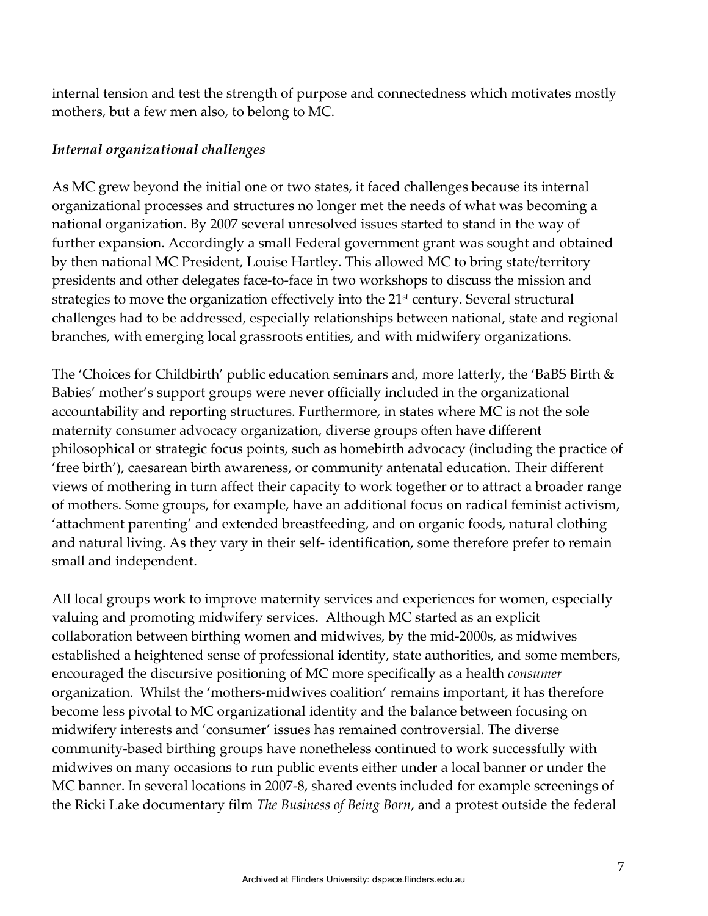internal tension and test the strength of purpose and connectedness which motivates mostly mothers, but a few men also, to belong to MC.

### *Internal organizational challenges*

As MC grew beyond the initial one or two states, it faced challenges because its internal organizational processes and structures no longer met the needs of what was becoming a national organization. By 2007 several unresolved issues started to stand in the way of further expansion. Accordingly a small Federal government grant was sought and obtained by then national MC President, Louise Hartley. This allowed MC to bring state/territory presidents and other delegates face-to-face in two workshops to discuss the mission and strategies to move the organization effectively into the 21st century. Several structural challenges had to be addressed, especially relationships between national, state and regional branches, with emerging local grassroots entities, and with midwifery organizations.

The 'Choices for Childbirth' public education seminars and, more latterly, the 'BaBS Birth & Babies' mother's support groups were never officially included in the organizational accountability and reporting structures. Furthermore, in states where MC is not the sole maternity consumer advocacy organization, diverse groups often have different philosophical or strategic focus points, such as homebirth advocacy (including the practice of 'free birth'), caesarean birth awareness, or community antenatal education. Their different views of mothering in turn affect their capacity to work together or to attract a broader range of mothers. Some groups, for example, have an additional focus on radical feminist activism, 'attachment parenting' and extended breastfeeding, and on organic foods, natural clothing and natural living. As they vary in their self- identification, some therefore prefer to remain small and independent.

All local groups work to improve maternity services and experiences for women, especially valuing and promoting midwifery services. Although MC started as an explicit collaboration between birthing women and midwives, by the mid-2000s, as midwives established a heightened sense of professional identity, state authorities, and some members, encouraged the discursive positioning of MC more specifically as a health *consumer* organization. Whilst the 'mothers-midwives coalition' remains important, it has therefore become less pivotal to MC organizational identity and the balance between focusing on midwifery interests and 'consumer' issues has remained controversial. The diverse community-based birthing groups have nonetheless continued to work successfully with midwives on many occasions to run public events either under a local banner or under the MC banner. In several locations in 2007-8, shared events included for example screenings of the Ricki Lake documentary film *The Business of Being Born*, and a protest outside the federal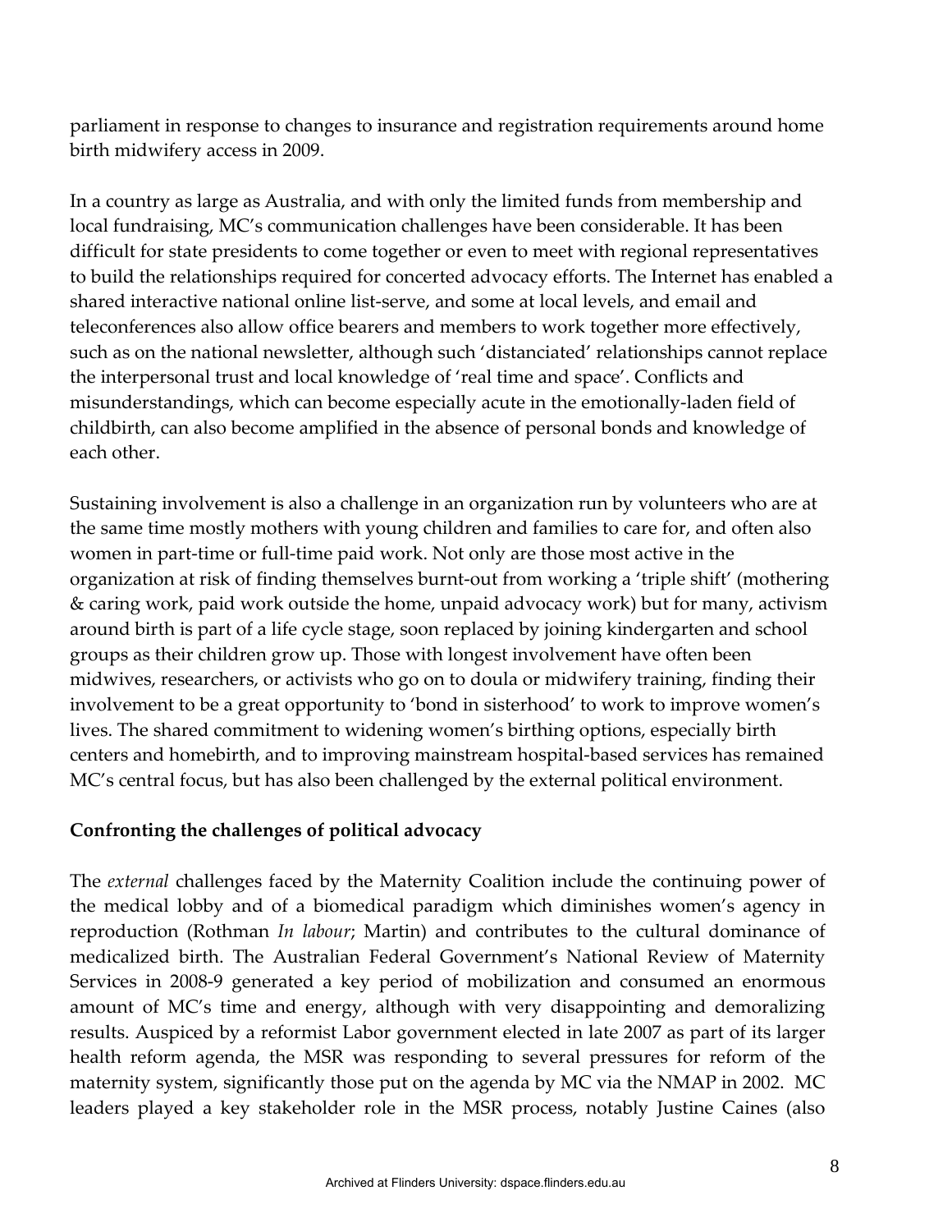parliament in response to changes to insurance and registration requirements around home birth midwifery access in 2009.

In a country as large as Australia, and with only the limited funds from membership and local fundraising, MC's communication challenges have been considerable. It has been difficult for state presidents to come together or even to meet with regional representatives to build the relationships required for concerted advocacy efforts. The Internet has enabled a shared interactive national online list-serve, and some at local levels, and email and teleconferences also allow office bearers and members to work together more effectively, such as on the national newsletter, although such 'distanciated' relationships cannot replace the interpersonal trust and local knowledge of 'real time and space'. Conflicts and misunderstandings, which can become especially acute in the emotionally-laden field of childbirth, can also become amplified in the absence of personal bonds and knowledge of each other.

Sustaining involvement is also a challenge in an organization run by volunteers who are at the same time mostly mothers with young children and families to care for, and often also women in part-time or full-time paid work. Not only are those most active in the organization at risk of finding themselves burnt-out from working a 'triple shift' (mothering & caring work, paid work outside the home, unpaid advocacy work) but for many, activism around birth is part of a life cycle stage, soon replaced by joining kindergarten and school groups as their children grow up. Those with longest involvement have often been midwives, researchers, or activists who go on to doula or midwifery training, finding their involvement to be a great opportunity to 'bond in sisterhood' to work to improve women's lives. The shared commitment to widening women's birthing options, especially birth centers and homebirth, and to improving mainstream hospital-based services has remained MC's central focus, but has also been challenged by the external political environment.

**Confronting the challenges of political advocacy**

The *external* challenges faced by the Maternity Coalition include the continuing power of the medical lobby and of a biomedical paradigm which diminishes women's agency in reproduction (Rothman *In labour*; Martin) and contributes to the cultural dominance of medicalized birth. The Australian Federal Government's National Review of Maternity Services in 2008-9 generated a key period of mobilization and consumed an enormous amount of MC's time and energy, although with very disappointing and demoralizing results. Auspiced by a reformist Labor government elected in late 2007 as part of its larger health reform agenda, the MSR was responding to several pressures for reform of the maternity system, significantly those put on the agenda by MC via the NMAP in 2002. MC leaders played a key stakeholder role in the MSR process, notably Justine Caines (also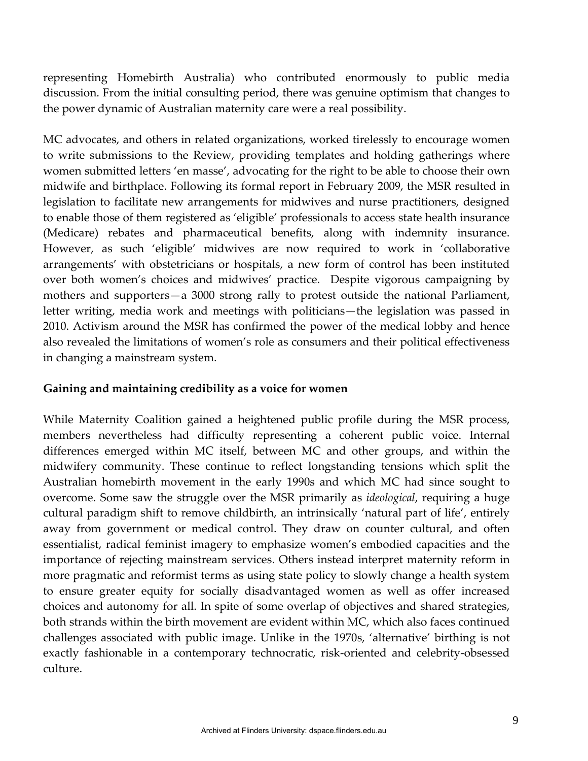representing Homebirth Australia) who contributed enormously to public media discussion. From the initial consulting period, there was genuine optimism that changes to the power dynamic of Australian maternity care were a real possibility.

MC advocates, and others in related organizations, worked tirelessly to encourage women to write submissions to the Review, providing templates and holding gatherings where women submitted letters 'en masse', advocating for the right to be able to choose their own midwife and birthplace. Following its formal report in February 2009, the MSR resulted in legislation to facilitate new arrangements for midwives and nurse practitioners, designed to enable those of them registered as 'eligible' professionals to access state health insurance (Medicare) rebates and pharmaceutical benefits, along with indemnity insurance. However, as such 'eligible' midwives are now required to work in 'collaborative arrangements' with obstetricians or hospitals, a new form of control has been instituted over both women's choices and midwives' practice. Despite vigorous campaigning by mothers and supporters—a 3000 strong rally to protest outside the national Parliament, letter writing, media work and meetings with politicians—the legislation was passed in 2010. Activism around the MSR has confirmed the power of the medical lobby and hence also revealed the limitations of women's role as consumers and their political effectiveness in changing a mainstream system.

**Gaining and maintaining credibility as a voice for women**

While Maternity Coalition gained a heightened public profile during the MSR process, members nevertheless had difficulty representing a coherent public voice. Internal differences emerged within MC itself, between MC and other groups, and within the midwifery community. These continue to reflect longstanding tensions which split the Australian homebirth movement in the early 1990s and which MC had since sought to overcome. Some saw the struggle over the MSR primarily as *ideological*, requiring a huge cultural paradigm shift to remove childbirth, an intrinsically 'natural part of life', entirely away from government or medical control. They draw on counter cultural, and often essentialist, radical feminist imagery to emphasize women's embodied capacities and the importance of rejecting mainstream services. Others instead interpret maternity reform in more pragmatic and reformist terms as using state policy to slowly change a health system to ensure greater equity for socially disadvantaged women as well as offer increased choices and autonomy for all. In spite of some overlap of objectives and shared strategies, both strands within the birth movement are evident within MC, which also faces continued challenges associated with public image. Unlike in the 1970s, 'alternative' birthing is not exactly fashionable in a contemporary technocratic, risk-oriented and celebrity-obsessed culture.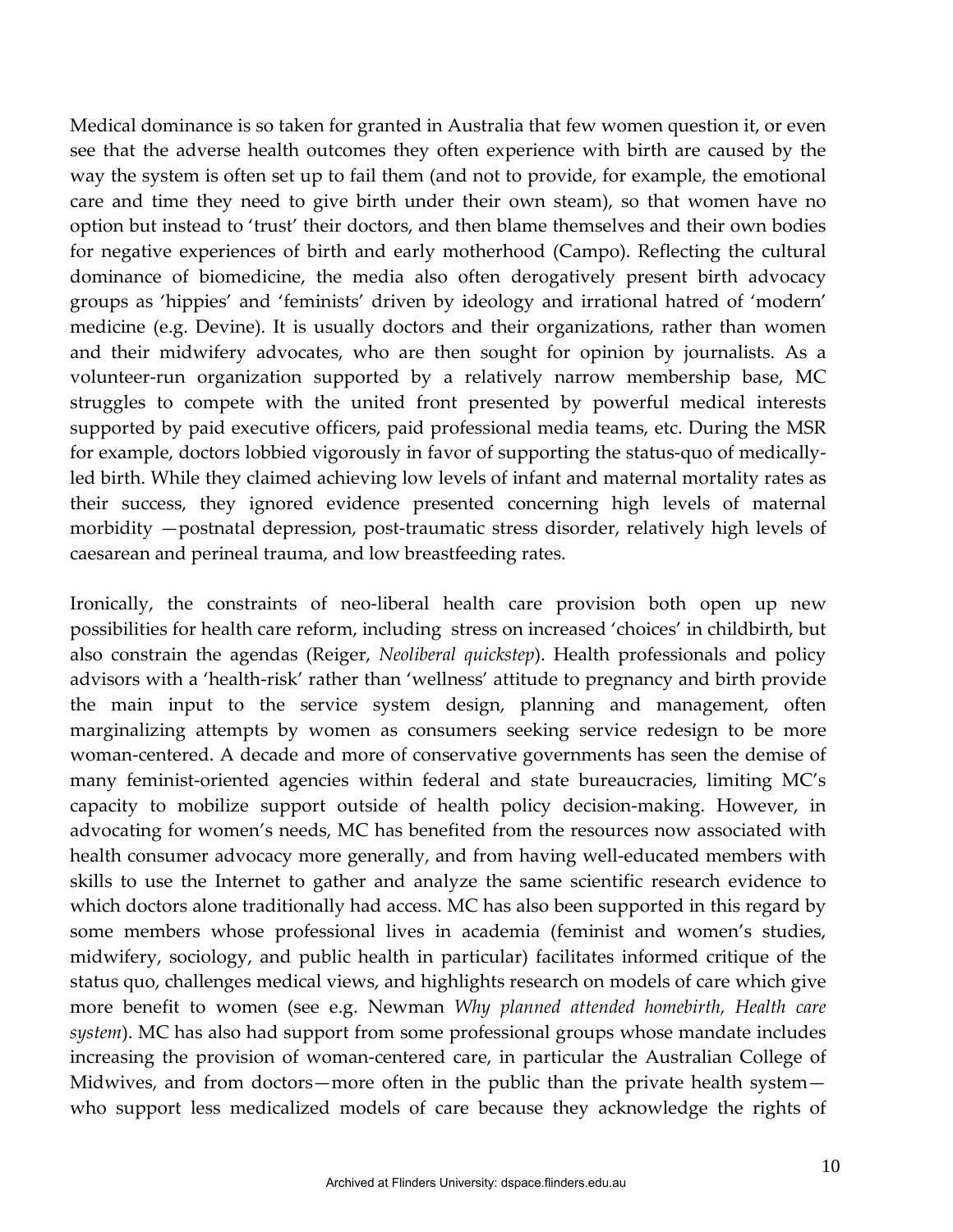Medical dominance is so taken for granted in Australia that few women question it, or even see that the adverse health outcomes they often experience with birth are caused by the way the system is often set up to fail them (and not to provide, for example, the emotional care and time they need to give birth under their own steam), so that women have no option but instead to 'trust' their doctors, and then blame themselves and their own bodies for negative experiences of birth and early motherhood (Campo). Reflecting the cultural dominance of biomedicine, the media also often derogatively present birth advocacy groups as 'hippies' and 'feminists' driven by ideology and irrational hatred of 'modern' medicine (e.g. Devine). It is usually doctors and their organizations, rather than women and their midwifery advocates, who are then sought for opinion by journalists. As a volunteer-run organization supported by a relatively narrow membership base, MC struggles to compete with the united front presented by powerful medical interests supported by paid executive officers, paid professional media teams, etc. During the MSR for example, doctors lobbied vigorously in favor of supporting the status-quo of medically-led birth. While they claimed achieving low levels of infant and maternal mortality rates as their success, they ignored evidence presented concerning high levels of maternal morbidity —postnatal depression, post-traumatic stress disorder, relatively high levels of caesarean and perineal trauma, and low breastfeeding rates.

Ironically, the constraints of neo-liberal health care provision both open up new possibilities for health care reform, including stress on increased 'choices' in childbirth, but also constrain the agendas (Reiger, *Neoliberal quickstep*). Health professionals and policy advisors with a 'health-risk' rather than 'wellness' attitude to pregnancy and birth provide the main input to the service system design, planning and management, often marginalizing attempts by women as consumers seeking service redesign to be more woman-centered. A decade and more of conservative governments has seen the demise of many feminist-oriented agencies within federal and state bureaucracies, limiting MC's capacity to mobilize support outside of health policy decision-making. However, in advocating for women's needs, MC has benefited from the resources now associated with health consumer advocacy more generally, and from having well-educated members with skills to use the Internet to gather and analyze the same scientific research evidence to which doctors alone traditionally had access. MC has also been supported in this regard by some members whose professional lives in academia (feminist and women's studies, midwifery, sociology, and public health in particular) facilitates informed critique of the status quo, challenges medical views, and highlights research on models of care which give more benefit to women (see e.g. Newman *Why planned attended homebirth, Health care system*). MC has also had support from some professional groups whose mandate includes increasing the provision of woman-centered care, in particular the Australian College of Midwives, and from doctors—more often in the public than the private health system—who support less medicalized models of care because they acknowledge the rights of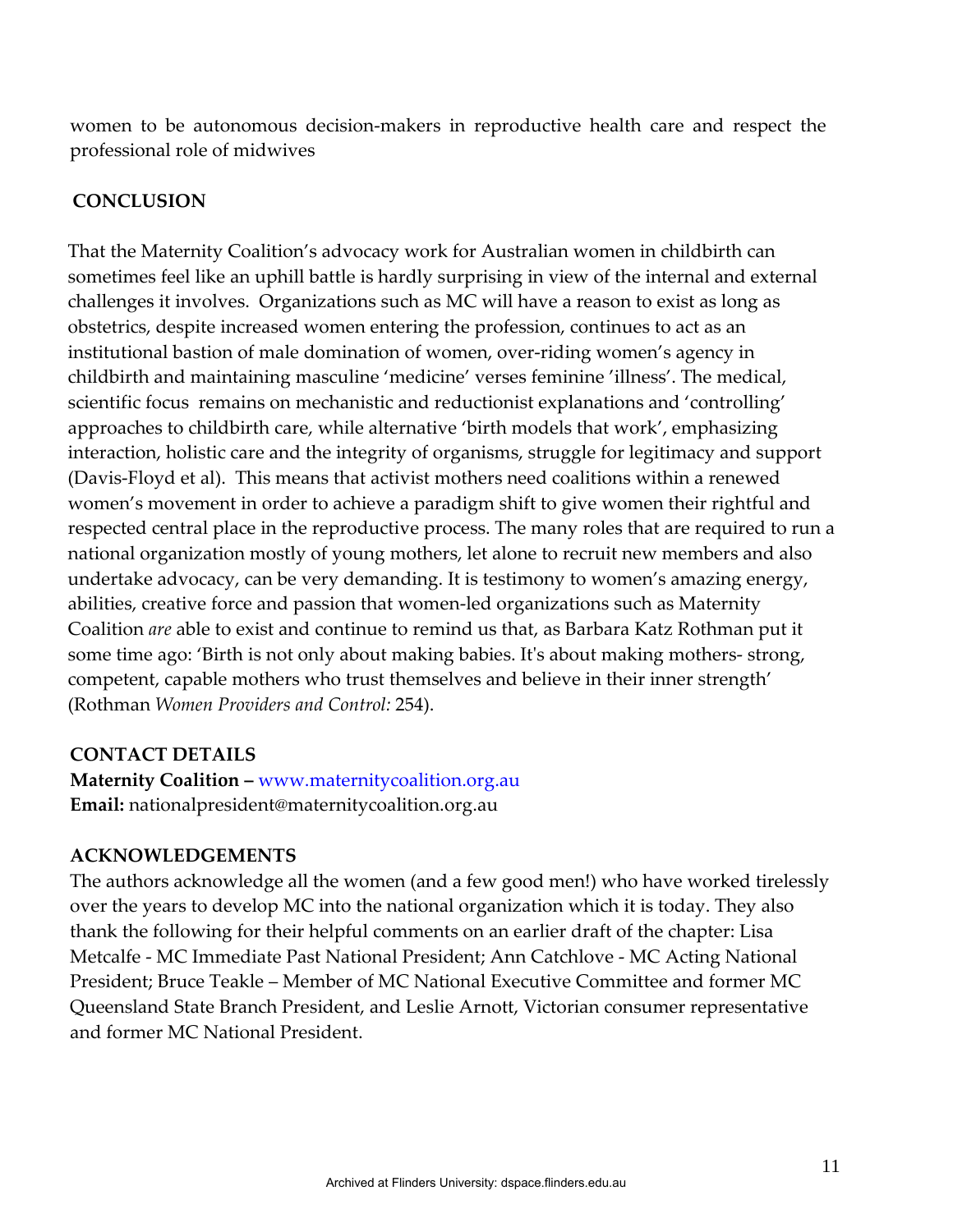women to be autonomous decision-makers in reproductive health care and respect the professional role of midwives

## CONCLUSION

That the Maternity Coalition's advocacy work for Australian women in childbirth can sometimes feel like an uphill battle is hardly surprising in view of the internal and external challenges it involves. Organizations such as MC will have a reason to exist as long as obstetrics, despite increased women entering the profession, continues to act as an institutional bastion of male domination of women, over-riding women's agency in childbirth and maintaining masculine 'medicine' verses feminine 'illness'. The medical, scientific focus remains on mechanistic and reductionist explanations and 'controlling' approaches to childbirth care, while alternative 'birth models that work', emphasizing interaction, holistic care and the integrity of organisms, struggle for legitimacy and support (Davis-Floyd et al). This means that activist mothers need coalitions within a renewed women's movement in order to achieve a paradigm shift to give women their rightful and respected central place in the reproductive process. The many roles that are required to run a national organization mostly of young mothers, let alone to recruit new members and also undertake advocacy, can be very demanding. It is testimony to women's amazing energy, abilities, creative force and passion that women-led organizations such as Maternity Coalition *are* able to exist and continue to remind us that, as Barbara Katz Rothman put it some time ago: 'Birth is not only about making babies. It's about making mothers- strong, competent, capable mothers who trust themselves and believe in their inner strength' (Rothman *Women Providers and Control:* 254).

## CONTACT DETAILS

**Maternity Coalition –** www.maternitycoalition.org.au
**Email:** nationalpresident@maternitycoalition.org.au

## ACKNOWLEDGEMENTS

The authors acknowledge all the women (and a few good men!) who have worked tirelessly over the years to develop MC into the national organization which it is today. They also thank the following for their helpful comments on an earlier draft of the chapter: Lisa Metcalfe - MC Immediate Past National President; Ann Catchlove - MC Acting National President; Bruce Teakle – Member of MC National Executive Committee and former MC Queensland State Branch President, and Leslie Arnott, Victorian consumer representative and former MC National President.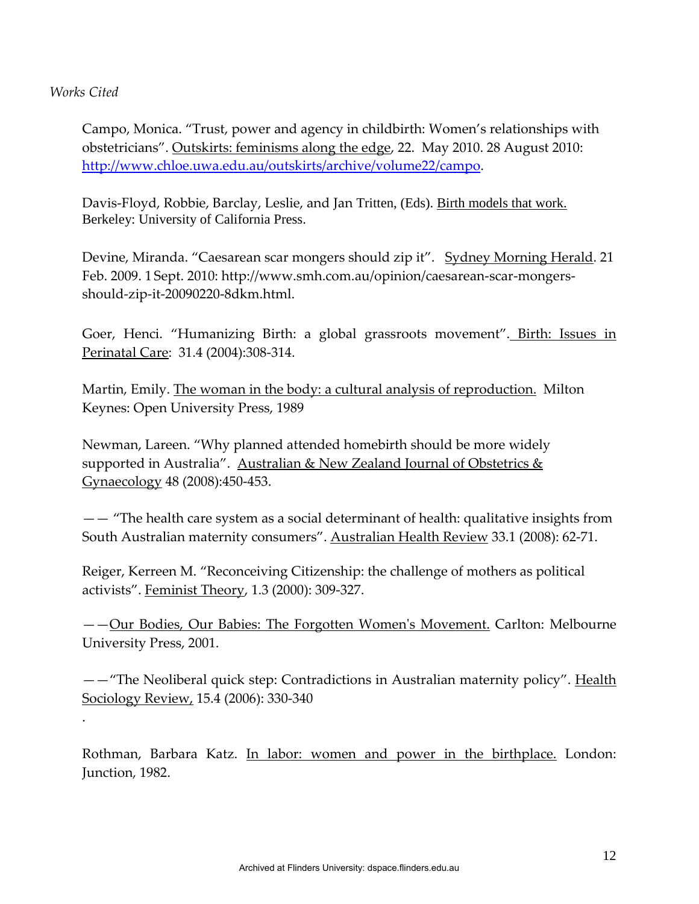*Works Cited*

Campo, Monica. "Trust, power and agency in childbirth: Women's relationships with obstetricians". Outskirts: feminisms along the edge, 22. May 2010. 28 August 2010: http://www.chloe.uwa.edu.au/outskirts/archive/volume22/campo.

Davis-Floyd, Robbie, Barclay, Leslie, and Jan Tritten, (Eds). Birth models that work. Berkeley: University of California Press.

Devine, Miranda. "Caesarean scar mongers should zip it". Sydney Morning Herald. 21 Feb. 2009. 1 Sept. 2010: http://www.smh.com.au/opinion/caesarean-scar-mongers-should-zip-it-20090220-8dkm.html.

Goer, Henci. "Humanizing Birth: a global grassroots movement". Birth: Issues in Perinatal Care: 31.4 (2004):308-314.

Martin, Emily. The woman in the body: a cultural analysis of reproduction. Milton Keynes: Open University Press, 1989

Newman, Lareen. "Why planned attended homebirth should be more widely supported in Australia". Australian & New Zealand Journal of Obstetrics & Gynaecology 48 (2008):450-453.

—— "The health care system as a social determinant of health: qualitative insights from South Australian maternity consumers". Australian Health Review 33.1 (2008): 62-71.

Reiger, Kerreen M. "Reconceiving Citizenship: the challenge of mothers as political activists". Feminist Theory, 1.3 (2000): 309-327.

——Our Bodies, Our Babies: The Forgotten Women's Movement. Carlton: Melbourne University Press, 2001.

——"The Neoliberal quick step: Contradictions in Australian maternity policy". Health Sociology Review, 15.4 (2006): 330-340

.

Rothman, Barbara Katz. In labor: women and power in the birthplace. London: Junction, 1982.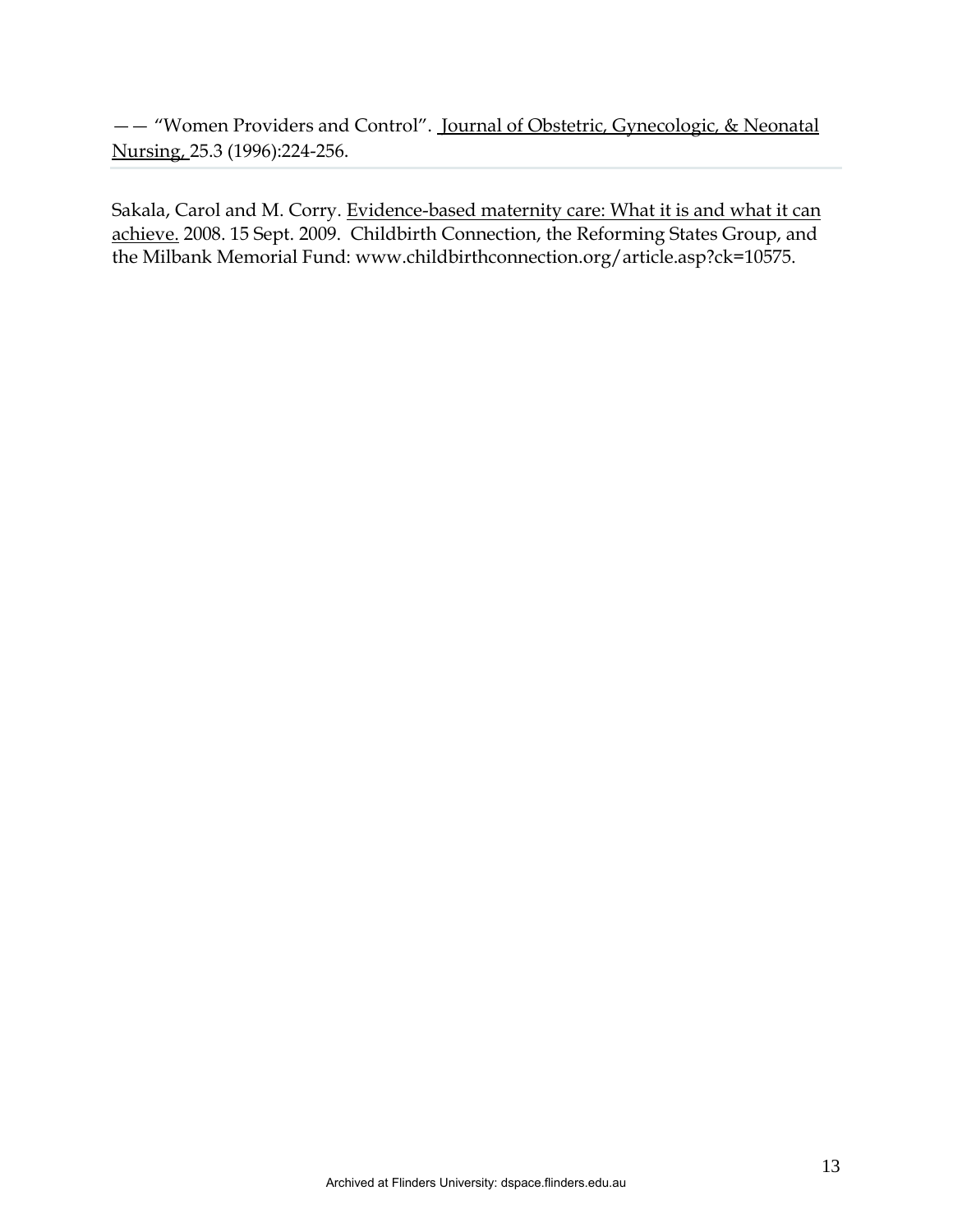—— "Women Providers and Control". Journal of Obstetric, Gynecologic, & Neonatal Nursing, 25.3 (1996):224-256.

Sakala, Carol and M. Corry. Evidence-based maternity care: What it is and what it can achieve. 2008. 15 Sept. 2009. Childbirth Connection, the Reforming States Group, and the Milbank Memorial Fund: www.childbirthconnection.org/article.asp?ck=10575.